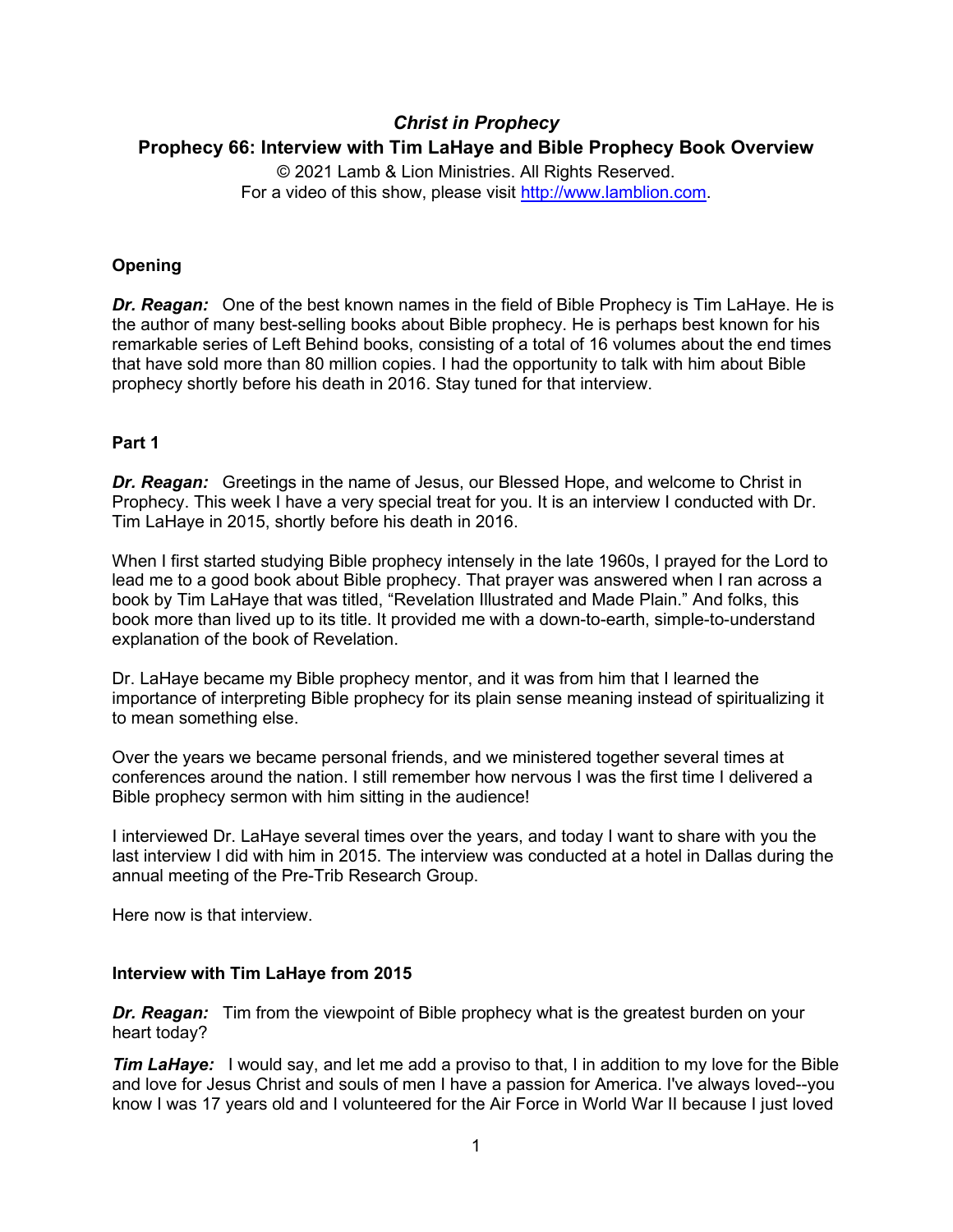# *Christ in Prophecy*

## Prophecy 66: Interview with Tim LaHaye and Bible Prophecy Book Overview

© 2021 Lamb & Lion Ministries. All Rights Reserved.
For a video of this show, please visit http://www.lamblion.com.

### Opening

***Dr. Reagan:*** One of the best known names in the field of Bible Prophecy is Tim LaHaye. He is the author of many best-selling books about Bible prophecy. He is perhaps best known for his remarkable series of Left Behind books, consisting of a total of 16 volumes about the end times that have sold more than 80 million copies. I had the opportunity to talk with him about Bible prophecy shortly before his death in 2016. Stay tuned for that interview.

### Part 1

***Dr. Reagan:*** Greetings in the name of Jesus, our Blessed Hope, and welcome to Christ in Prophecy. This week I have a very special treat for you. It is an interview I conducted with Dr. Tim LaHaye in 2015, shortly before his death in 2016.

When I first started studying Bible prophecy intensely in the late 1960s, I prayed for the Lord to lead me to a good book about Bible prophecy. That prayer was answered when I ran across a book by Tim LaHaye that was titled, "Revelation Illustrated and Made Plain." And folks, this book more than lived up to its title. It provided me with a down-to-earth, simple-to-understand explanation of the book of Revelation.

Dr. LaHaye became my Bible prophecy mentor, and it was from him that I learned the importance of interpreting Bible prophecy for its plain sense meaning instead of spiritualizing it to mean something else.

Over the years we became personal friends, and we ministered together several times at conferences around the nation. I still remember how nervous I was the first time I delivered a Bible prophecy sermon with him sitting in the audience!

I interviewed Dr. LaHaye several times over the years, and today I want to share with you the last interview I did with him in 2015. The interview was conducted at a hotel in Dallas during the annual meeting of the Pre-Trib Research Group.

Here now is that interview.

### Interview with Tim LaHaye from 2015

***Dr. Reagan:*** Tim from the viewpoint of Bible prophecy what is the greatest burden on your heart today?

***Tim LaHaye:*** I would say, and let me add a proviso to that, I in addition to my love for the Bible and love for Jesus Christ and souls of men I have a passion for America. I've always loved--you know I was 17 years old and I volunteered for the Air Force in World War II because I just loved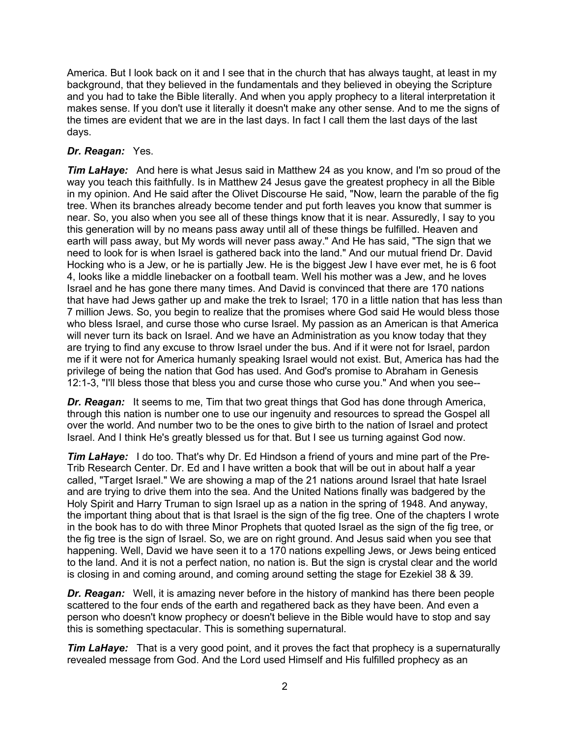America. But I look back on it and I see that in the church that has always taught, at least in my background, that they believed in the fundamentals and they believed in obeying the Scripture and you had to take the Bible literally. And when you apply prophecy to a literal interpretation it makes sense. If you don't use it literally it doesn't make any other sense. And to me the signs of the times are evident that we are in the last days. In fact I call them the last days of the last days.

***Dr. Reagan:*** Yes.

***Tim LaHaye:*** And here is what Jesus said in Matthew 24 as you know, and I'm so proud of the way you teach this faithfully. Is in Matthew 24 Jesus gave the greatest prophecy in all the Bible in my opinion. And He said after the Olivet Discourse He said, "Now, learn the parable of the fig tree. When its branches already become tender and put forth leaves you know that summer is near. So, you also when you see all of these things know that it is near. Assuredly, I say to you this generation will by no means pass away until all of these things be fulfilled. Heaven and earth will pass away, but My words will never pass away." And He has said, "The sign that we need to look for is when Israel is gathered back into the land." And our mutual friend Dr. David Hocking who is a Jew, or he is partially Jew. He is the biggest Jew I have ever met, he is 6 foot 4, looks like a middle linebacker on a football team. Well his mother was a Jew, and he loves Israel and he has gone there many times. And David is convinced that there are 170 nations that have had Jews gather up and make the trek to Israel; 170 in a little nation that has less than 7 million Jews. So, you begin to realize that the promises where God said He would bless those who bless Israel, and curse those who curse Israel. My passion as an American is that America will never turn its back on Israel. And we have an Administration as you know today that they are trying to find any excuse to throw Israel under the bus. And if it were not for Israel, pardon me if it were not for America humanly speaking Israel would not exist. But, America has had the privilege of being the nation that God has used. And God's promise to Abraham in Genesis 12:1-3, "I'll bless those that bless you and curse those who curse you." And when you see--

***Dr. Reagan:*** It seems to me, Tim that two great things that God has done through America, through this nation is number one to use our ingenuity and resources to spread the Gospel all over the world. And number two to be the ones to give birth to the nation of Israel and protect Israel. And I think He's greatly blessed us for that. But I see us turning against God now.

***Tim LaHaye:*** I do too. That's why Dr. Ed Hindson a friend of yours and mine part of the Pre-Trib Research Center. Dr. Ed and I have written a book that will be out in about half a year called, "Target Israel." We are showing a map of the 21 nations around Israel that hate Israel and are trying to drive them into the sea. And the United Nations finally was badgered by the Holy Spirit and Harry Truman to sign Israel up as a nation in the spring of 1948. And anyway, the important thing about that is that Israel is the sign of the fig tree. One of the chapters I wrote in the book has to do with three Minor Prophets that quoted Israel as the sign of the fig tree, or the fig tree is the sign of Israel. So, we are on right ground. And Jesus said when you see that happening. Well, David we have seen it to a 170 nations expelling Jews, or Jews being enticed to the land. And it is not a perfect nation, no nation is. But the sign is crystal clear and the world is closing in and coming around, and coming around setting the stage for Ezekiel 38 & 39.

***Dr. Reagan:*** Well, it is amazing never before in the history of mankind has there been people scattered to the four ends of the earth and regathered back as they have been. And even a person who doesn't know prophecy or doesn't believe in the Bible would have to stop and say this is something spectacular. This is something supernatural.

***Tim LaHaye:*** That is a very good point, and it proves the fact that prophecy is a supernaturally revealed message from God. And the Lord used Himself and His fulfilled prophecy as an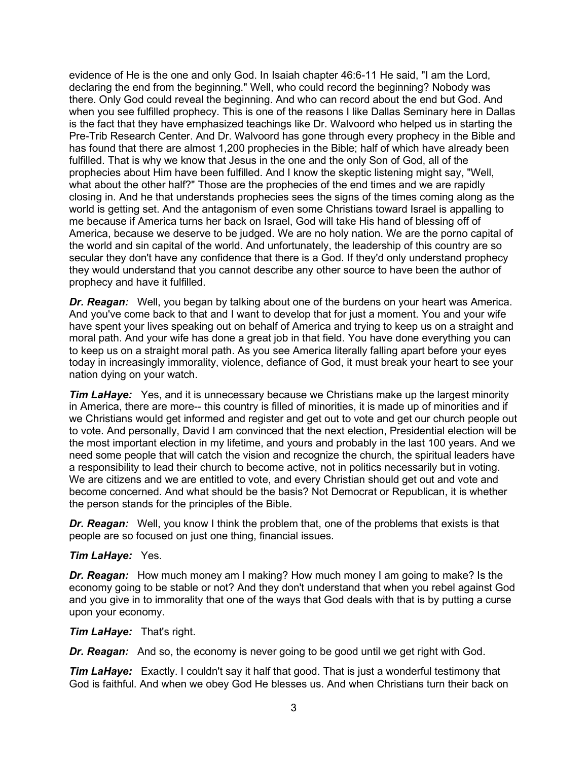evidence of He is the one and only God. In Isaiah chapter 46:6-11 He said, "I am the Lord, declaring the end from the beginning." Well, who could record the beginning? Nobody was there. Only God could reveal the beginning. And who can record about the end but God. And when you see fulfilled prophecy. This is one of the reasons I like Dallas Seminary here in Dallas is the fact that they have emphasized teachings like Dr. Walvoord who helped us in starting the Pre-Trib Research Center. And Dr. Walvoord has gone through every prophecy in the Bible and has found that there are almost 1,200 prophecies in the Bible; half of which have already been fulfilled. That is why we know that Jesus in the one and the only Son of God, all of the prophecies about Him have been fulfilled. And I know the skeptic listening might say, "Well, what about the other half?" Those are the prophecies of the end times and we are rapidly closing in. And he that understands prophecies sees the signs of the times coming along as the world is getting set. And the antagonism of even some Christians toward Israel is appalling to me because if America turns her back on Israel, God will take His hand of blessing off of America, because we deserve to be judged. We are no holy nation. We are the porno capital of the world and sin capital of the world. And unfortunately, the leadership of this country are so secular they don't have any confidence that there is a God. If they'd only understand prophecy they would understand that you cannot describe any other source to have been the author of prophecy and have it fulfilled.

***Dr. Reagan:*** Well, you began by talking about one of the burdens on your heart was America. And you've come back to that and I want to develop that for just a moment. You and your wife have spent your lives speaking out on behalf of America and trying to keep us on a straight and moral path. And your wife has done a great job in that field. You have done everything you can to keep us on a straight moral path. As you see America literally falling apart before your eyes today in increasingly immorality, violence, defiance of God, it must break your heart to see your nation dying on your watch.

***Tim LaHaye:*** Yes, and it is unnecessary because we Christians make up the largest minority in America, there are more-- this country is filled of minorities, it is made up of minorities and if we Christians would get informed and register and get out to vote and get our church people out to vote. And personally, David I am convinced that the next election, Presidential election will be the most important election in my lifetime, and yours and probably in the last 100 years. And we need some people that will catch the vision and recognize the church, the spiritual leaders have a responsibility to lead their church to become active, not in politics necessarily but in voting. We are citizens and we are entitled to vote, and every Christian should get out and vote and become concerned. And what should be the basis? Not Democrat or Republican, it is whether the person stands for the principles of the Bible.

***Dr. Reagan:*** Well, you know I think the problem that, one of the problems that exists is that people are so focused on just one thing, financial issues.

***Tim LaHaye:*** Yes.

***Dr. Reagan:*** How much money am I making? How much money I am going to make? Is the economy going to be stable or not? And they don't understand that when you rebel against God and you give in to immorality that one of the ways that God deals with that is by putting a curse upon your economy.

***Tim LaHaye:*** That's right.

***Dr. Reagan:*** And so, the economy is never going to be good until we get right with God.

***Tim LaHaye:*** Exactly. I couldn't say it half that good. That is just a wonderful testimony that God is faithful. And when we obey God He blesses us. And when Christians turn their back on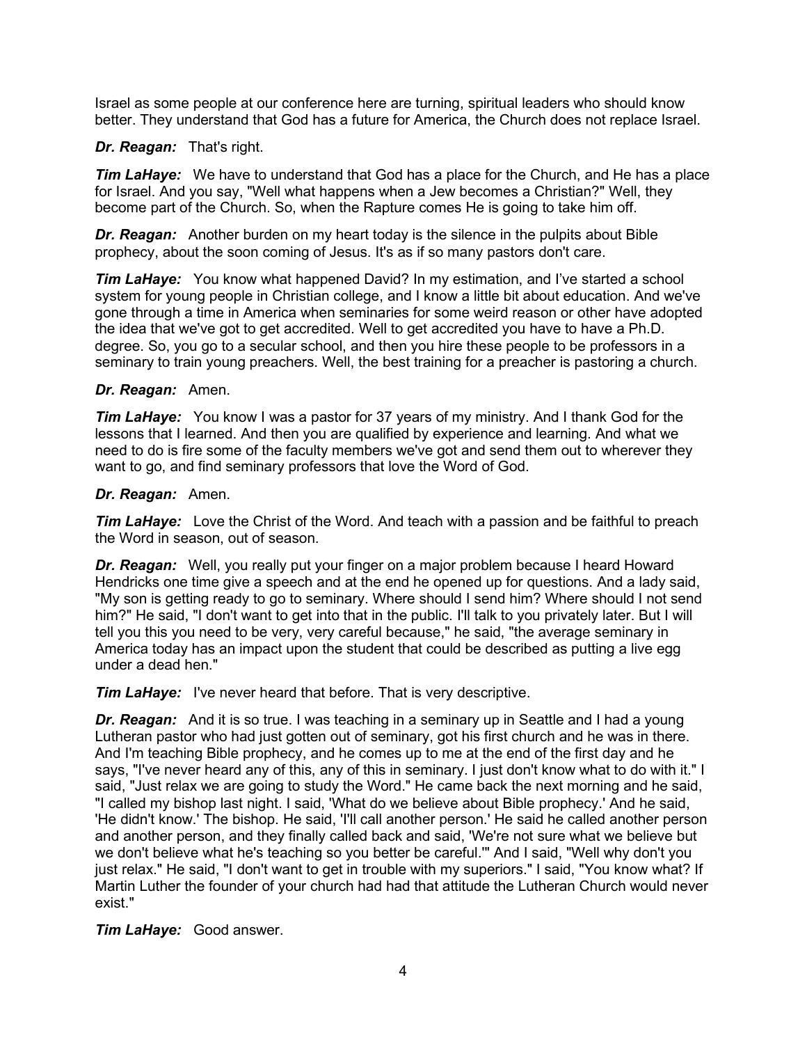Israel as some people at our conference here are turning, spiritual leaders who should know better. They understand that God has a future for America, the Church does not replace Israel.

***Dr. Reagan:*** That's right.

***Tim LaHaye:*** We have to understand that God has a place for the Church, and He has a place for Israel. And you say, "Well what happens when a Jew becomes a Christian?" Well, they become part of the Church. So, when the Rapture comes He is going to take him off.

***Dr. Reagan:*** Another burden on my heart today is the silence in the pulpits about Bible prophecy, about the soon coming of Jesus. It's as if so many pastors don't care.

***Tim LaHaye:*** You know what happened David? In my estimation, and I've started a school system for young people in Christian college, and I know a little bit about education. And we've gone through a time in America when seminaries for some weird reason or other have adopted the idea that we've got to get accredited. Well to get accredited you have to have a Ph.D. degree. So, you go to a secular school, and then you hire these people to be professors in a seminary to train young preachers. Well, the best training for a preacher is pastoring a church.

***Dr. Reagan:*** Amen.

***Tim LaHaye:*** You know I was a pastor for 37 years of my ministry. And I thank God for the lessons that I learned. And then you are qualified by experience and learning. And what we need to do is fire some of the faculty members we've got and send them out to wherever they want to go, and find seminary professors that love the Word of God.

***Dr. Reagan:*** Amen.

***Tim LaHaye:*** Love the Christ of the Word. And teach with a passion and be faithful to preach the Word in season, out of season.

***Dr. Reagan:*** Well, you really put your finger on a major problem because I heard Howard Hendricks one time give a speech and at the end he opened up for questions. And a lady said, "My son is getting ready to go to seminary. Where should I send him? Where should I not send him?" He said, "I don't want to get into that in the public. I'll talk to you privately later. But I will tell you this you need to be very, very careful because," he said, "the average seminary in America today has an impact upon the student that could be described as putting a live egg under a dead hen."

***Tim LaHaye:*** I've never heard that before. That is very descriptive.

***Dr. Reagan:*** And it is so true. I was teaching in a seminary up in Seattle and I had a young Lutheran pastor who had just gotten out of seminary, got his first church and he was in there. And I'm teaching Bible prophecy, and he comes up to me at the end of the first day and he says, "I've never heard any of this, any of this in seminary. I just don't know what to do with it." I said, "Just relax we are going to study the Word." He came back the next morning and he said, "I called my bishop last night. I said, 'What do we believe about Bible prophecy.' And he said, 'He didn't know.' The bishop. He said, 'I'll call another person.' He said he called another person and another person, and they finally called back and said, 'We're not sure what we believe but we don't believe what he's teaching so you better be careful.'" And I said, "Well why don't you just relax." He said, "I don't want to get in trouble with my superiors." I said, "You know what? If Martin Luther the founder of your church had had that attitude the Lutheran Church would never exist."

***Tim LaHaye:*** Good answer.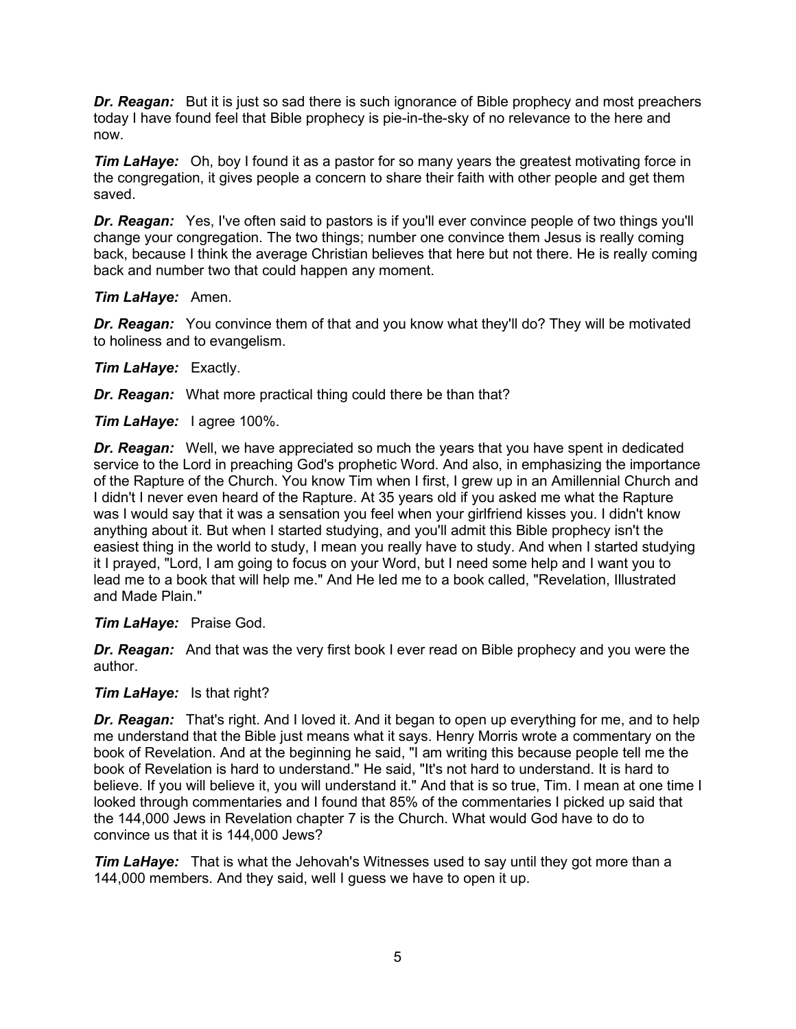***Dr. Reagan:*** But it is just so sad there is such ignorance of Bible prophecy and most preachers today I have found feel that Bible prophecy is pie-in-the-sky of no relevance to the here and now.

***Tim LaHaye:*** Oh, boy I found it as a pastor for so many years the greatest motivating force in the congregation, it gives people a concern to share their faith with other people and get them saved.

***Dr. Reagan:*** Yes, I've often said to pastors is if you'll ever convince people of two things you'll change your congregation. The two things; number one convince them Jesus is really coming back, because I think the average Christian believes that here but not there. He is really coming back and number two that could happen any moment.

***Tim LaHaye:*** Amen.

***Dr. Reagan:*** You convince them of that and you know what they'll do? They will be motivated to holiness and to evangelism.

***Tim LaHaye:*** Exactly.

***Dr. Reagan:*** What more practical thing could there be than that?

***Tim LaHaye:*** I agree 100%.

***Dr. Reagan:*** Well, we have appreciated so much the years that you have spent in dedicated service to the Lord in preaching God's prophetic Word. And also, in emphasizing the importance of the Rapture of the Church. You know Tim when I first, I grew up in an Amillennial Church and I didn't I never even heard of the Rapture. At 35 years old if you asked me what the Rapture was I would say that it was a sensation you feel when your girlfriend kisses you. I didn't know anything about it. But when I started studying, and you'll admit this Bible prophecy isn't the easiest thing in the world to study, I mean you really have to study. And when I started studying it I prayed, "Lord, I am going to focus on your Word, but I need some help and I want you to lead me to a book that will help me." And He led me to a book called, "Revelation, Illustrated and Made Plain."

***Tim LaHaye:*** Praise God.

***Dr. Reagan:*** And that was the very first book I ever read on Bible prophecy and you were the author.

***Tim LaHaye:*** Is that right?

***Dr. Reagan:*** That's right. And I loved it. And it began to open up everything for me, and to help me understand that the Bible just means what it says. Henry Morris wrote a commentary on the book of Revelation. And at the beginning he said, "I am writing this because people tell me the book of Revelation is hard to understand." He said, "It's not hard to understand. It is hard to believe. If you will believe it, you will understand it." And that is so true, Tim. I mean at one time I looked through commentaries and I found that 85% of the commentaries I picked up said that the 144,000 Jews in Revelation chapter 7 is the Church. What would God have to do to convince us that it is 144,000 Jews?

***Tim LaHaye:*** That is what the Jehovah's Witnesses used to say until they got more than a 144,000 members. And they said, well I guess we have to open it up.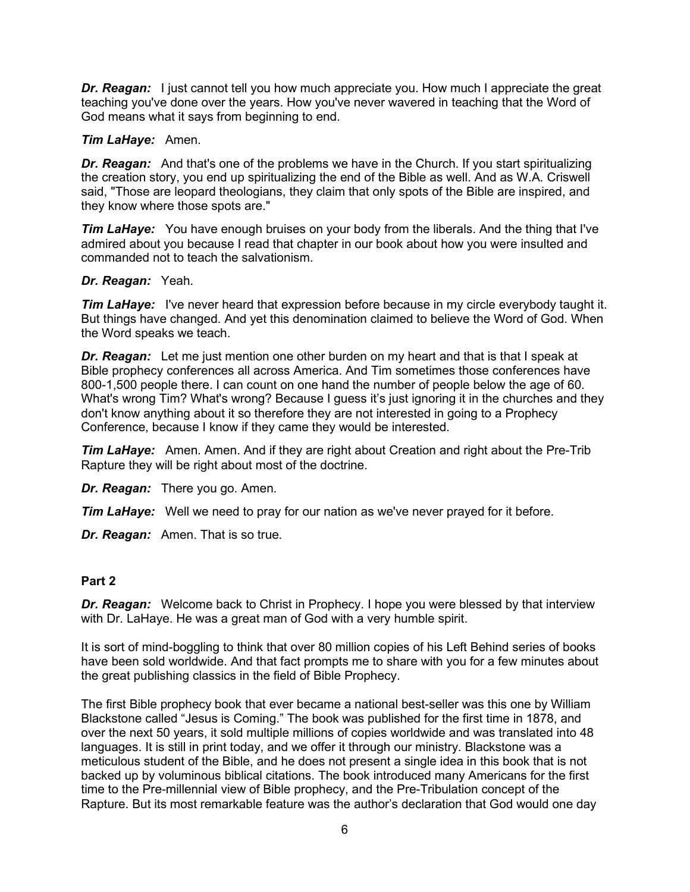***Dr. Reagan:*** I just cannot tell you how much appreciate you. How much I appreciate the great teaching you've done over the years. How you've never wavered in teaching that the Word of God means what it says from beginning to end.

***Tim LaHaye:*** Amen.

***Dr. Reagan:*** And that's one of the problems we have in the Church. If you start spiritualizing the creation story, you end up spiritualizing the end of the Bible as well. And as W.A. Criswell said, "Those are leopard theologians, they claim that only spots of the Bible are inspired, and they know where those spots are."

***Tim LaHaye:*** You have enough bruises on your body from the liberals. And the thing that I've admired about you because I read that chapter in our book about how you were insulted and commanded not to teach the salvationism.

***Dr. Reagan:*** Yeah.

***Tim LaHaye:*** I've never heard that expression before because in my circle everybody taught it. But things have changed. And yet this denomination claimed to believe the Word of God. When the Word speaks we teach.

***Dr. Reagan:*** Let me just mention one other burden on my heart and that is that I speak at Bible prophecy conferences all across America. And Tim sometimes those conferences have 800-1,500 people there. I can count on one hand the number of people below the age of 60. What's wrong Tim? What's wrong? Because I guess it's just ignoring it in the churches and they don't know anything about it so therefore they are not interested in going to a Prophecy Conference, because I know if they came they would be interested.

***Tim LaHaye:*** Amen. Amen. And if they are right about Creation and right about the Pre-Trib Rapture they will be right about most of the doctrine.

***Dr. Reagan:*** There you go. Amen.

***Tim LaHaye:*** Well we need to pray for our nation as we've never prayed for it before.

***Dr. Reagan:*** Amen. That is so true.

**Part 2**

***Dr. Reagan:*** Welcome back to Christ in Prophecy. I hope you were blessed by that interview with Dr. LaHaye. He was a great man of God with a very humble spirit.

It is sort of mind-boggling to think that over 80 million copies of his Left Behind series of books have been sold worldwide. And that fact prompts me to share with you for a few minutes about the great publishing classics in the field of Bible Prophecy.

The first Bible prophecy book that ever became a national best-seller was this one by William Blackstone called "Jesus is Coming." The book was published for the first time in 1878, and over the next 50 years, it sold multiple millions of copies worldwide and was translated into 48 languages. It is still in print today, and we offer it through our ministry. Blackstone was a meticulous student of the Bible, and he does not present a single idea in this book that is not backed up by voluminous biblical citations. The book introduced many Americans for the first time to the Pre-millennial view of Bible prophecy, and the Pre-Tribulation concept of the Rapture. But its most remarkable feature was the author's declaration that God would one day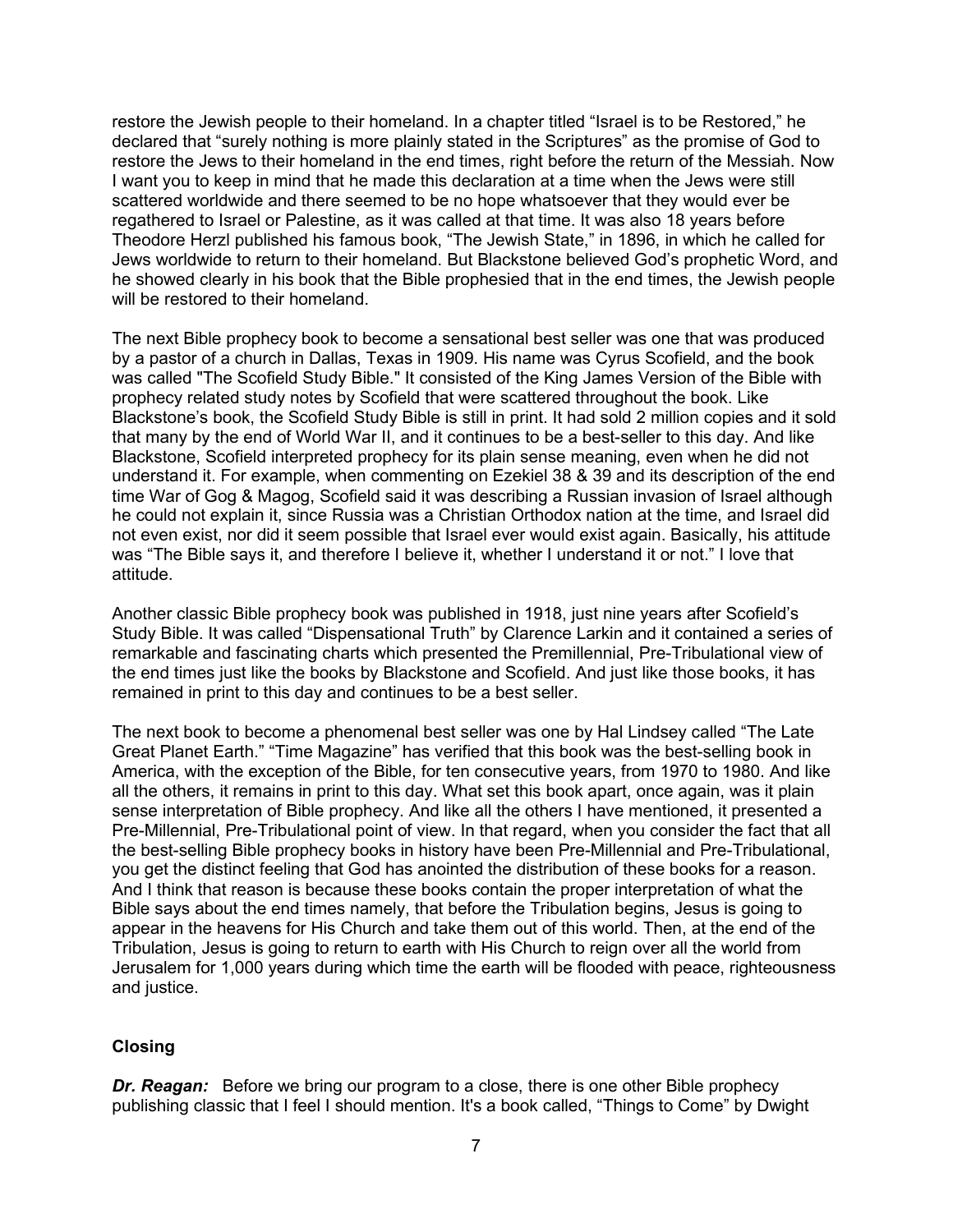restore the Jewish people to their homeland. In a chapter titled "Israel is to be Restored," he declared that "surely nothing is more plainly stated in the Scriptures" as the promise of God to restore the Jews to their homeland in the end times, right before the return of the Messiah. Now I want you to keep in mind that he made this declaration at a time when the Jews were still scattered worldwide and there seemed to be no hope whatsoever that they would ever be regathered to Israel or Palestine, as it was called at that time. It was also 18 years before Theodore Herzl published his famous book, "The Jewish State," in 1896, in which he called for Jews worldwide to return to their homeland. But Blackstone believed God's prophetic Word, and he showed clearly in his book that the Bible prophesied that in the end times, the Jewish people will be restored to their homeland.

The next Bible prophecy book to become a sensational best seller was one that was produced by a pastor of a church in Dallas, Texas in 1909. His name was Cyrus Scofield, and the book was called "The Scofield Study Bible." It consisted of the King James Version of the Bible with prophecy related study notes by Scofield that were scattered throughout the book. Like Blackstone's book, the Scofield Study Bible is still in print. It had sold 2 million copies and it sold that many by the end of World War II, and it continues to be a best-seller to this day. And like Blackstone, Scofield interpreted prophecy for its plain sense meaning, even when he did not understand it. For example, when commenting on Ezekiel 38 & 39 and its description of the end time War of Gog & Magog, Scofield said it was describing a Russian invasion of Israel although he could not explain it, since Russia was a Christian Orthodox nation at the time, and Israel did not even exist, nor did it seem possible that Israel ever would exist again. Basically, his attitude was "The Bible says it, and therefore I believe it, whether I understand it or not." I love that attitude.

Another classic Bible prophecy book was published in 1918, just nine years after Scofield's Study Bible. It was called "Dispensational Truth" by Clarence Larkin and it contained a series of remarkable and fascinating charts which presented the Premillennial, Pre-Tribulational view of the end times just like the books by Blackstone and Scofield. And just like those books, it has remained in print to this day and continues to be a best seller.

The next book to become a phenomenal best seller was one by Hal Lindsey called "The Late Great Planet Earth." "Time Magazine" has verified that this book was the best-selling book in America, with the exception of the Bible, for ten consecutive years, from 1970 to 1980. And like all the others, it remains in print to this day. What set this book apart, once again, was it plain sense interpretation of Bible prophecy. And like all the others I have mentioned, it presented a Pre-Millennial, Pre-Tribulational point of view. In that regard, when you consider the fact that all the best-selling Bible prophecy books in history have been Pre-Millennial and Pre-Tribulational, you get the distinct feeling that God has anointed the distribution of these books for a reason. And I think that reason is because these books contain the proper interpretation of what the Bible says about the end times namely, that before the Tribulation begins, Jesus is going to appear in the heavens for His Church and take them out of this world. Then, at the end of the Tribulation, Jesus is going to return to earth with His Church to reign over all the world from Jerusalem for 1,000 years during which time the earth will be flooded with peace, righteousness and justice.

## Closing

***Dr. Reagan:*** Before we bring our program to a close, there is one other Bible prophecy publishing classic that I feel I should mention. It's a book called, "Things to Come" by Dwight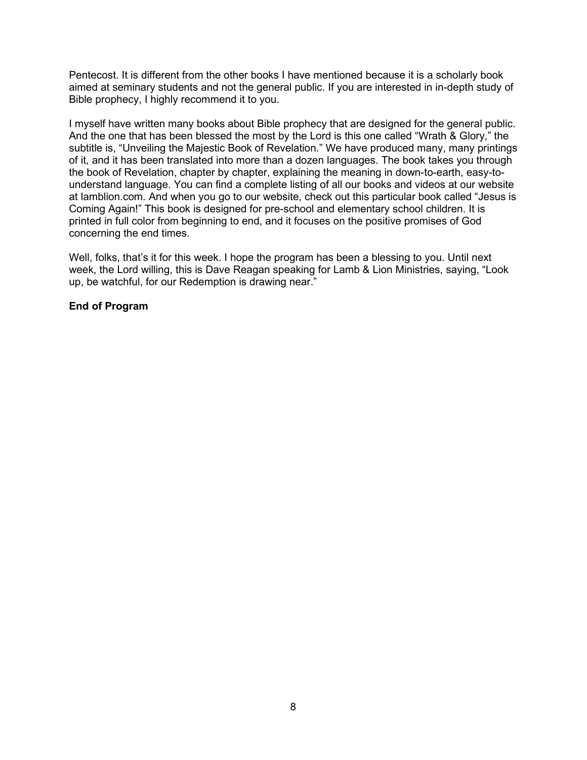Pentecost. It is different from the other books I have mentioned because it is a scholarly book aimed at seminary students and not the general public. If you are interested in in-depth study of Bible prophecy, I highly recommend it to you.

I myself have written many books about Bible prophecy that are designed for the general public. And the one that has been blessed the most by the Lord is this one called "Wrath & Glory," the subtitle is, "Unveiling the Majestic Book of Revelation." We have produced many, many printings of it, and it has been translated into more than a dozen languages. The book takes you through the book of Revelation, chapter by chapter, explaining the meaning in down-to-earth, easy-to-understand language. You can find a complete listing of all our books and videos at our website at lamblion.com. And when you go to our website, check out this particular book called "Jesus is Coming Again!" This book is designed for pre-school and elementary school children. It is printed in full color from beginning to end, and it focuses on the positive promises of God concerning the end times.

Well, folks, that's it for this week. I hope the program has been a blessing to you. Until next week, the Lord willing, this is Dave Reagan speaking for Lamb & Lion Ministries, saying, "Look up, be watchful, for our Redemption is drawing near."

**End of Program**